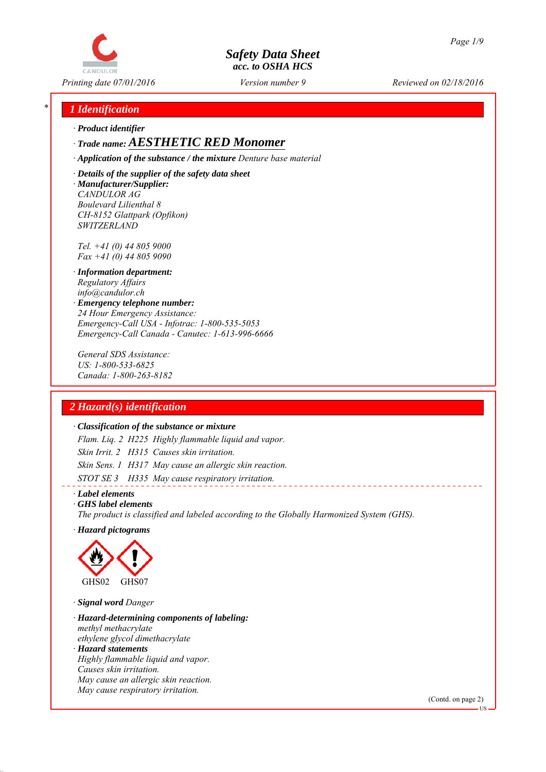# Safety Data Sheet
**acc. to OSHA HCS**

*Printing date 07/01/2016* *Version number 9* *Reviewed on 02/18/2016*

## 1 Identification

· **Product identifier**

· **Trade name: AESTHETIC RED Monomer**

· **Application of the substance / the mixture** Denture base material

· **Details of the supplier of the safety data sheet**

· **Manufacturer/Supplier:**
CANDULOR AG
Boulevard Lilienthal 8
CH-8152 Glattpark (Opfikon)
SWITZERLAND

Tel. +41 (0) 44 805 9000
Fax +41 (0) 44 805 9090

· **Information department:**
Regulatory Affairs
info@candulor.ch

· **Emergency telephone number:**
24 Hour Emergency Assistance:
Emergency-Call USA - Infotrac: 1-800-535-5053
Emergency-Call Canada - Canutec: 1-613-996-6666

General SDS Assistance:
US: 1-800-533-6825
Canada: 1-800-263-8182

## 2 Hazard(s) identification

· **Classification of the substance or mixture**

Flam. Liq. 2 H225 Highly flammable liquid and vapor.
Skin Irrit. 2 H315 Causes skin irritation.
Skin Sens. 1 H317 May cause an allergic skin reaction.
STOT SE 3 H335 May cause respiratory irritation.

· **Label elements**

· **GHS label elements**
The product is classified and labeled according to the Globally Harmonized System (GHS).

· **Hazard pictograms**

GHS02 GHS07

· **Signal word** Danger

· **Hazard-determining components of labeling:**
methyl methacrylate
ethylene glycol dimethacrylate

· **Hazard statements**
Highly flammable liquid and vapor.
Causes skin irritation.
May cause an allergic skin reaction.
May cause respiratory irritation.

(Contd. on page 2)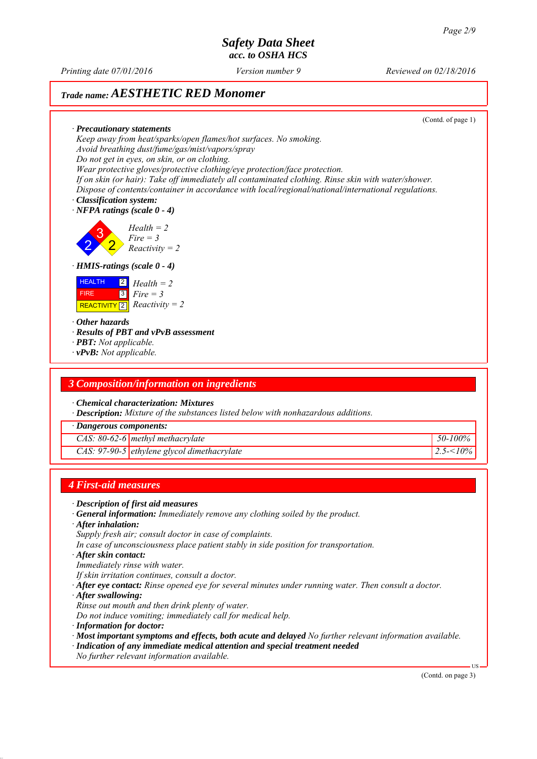## Trade name: AESTHETIC RED Monomer

(Contd. of page 1)

· **Precautionary statements**
Keep away from heat/sparks/open flames/hot surfaces. No smoking.
Avoid breathing dust/fume/gas/mist/vapors/spray
Do not get in eyes, on skin, or on clothing.
Wear protective gloves/protective clothing/eye protection/face protection.
If on skin (or hair): Take off immediately all contaminated clothing. Rinse skin with water/shower.
Dispose of contents/container in accordance with local/regional/national/international regulations.

· **Classification system:**

· **NFPA ratings (scale 0 - 4)**

Health = 2
Fire = 3
Reactivity = 2

· **HMIS-ratings (scale 0 - 4)**

| | | |
|---|---|---|
| HEALTH | 2 | Health = 2 |
| FIRE | 3 | Fire = 3 |
| REACTIVITY | 2 | Reactivity = 2 |

· **Other hazards**
· **Results of PBT and vPvB assessment**
· **PBT:** Not applicable.
· **vPvB:** Not applicable.

## 3 Composition/information on ingredients

· **Chemical characterization: Mixtures**
· **Description:** Mixture of the substances listed below with nonhazardous additions.

| · Dangerous components: | | |
|---|---|---|
| CAS: 80-62-6 | methyl methacrylate | 50-100% |
| CAS: 97-90-5 | ethylene glycol dimethacrylate | 2.5-<10% |

## 4 First-aid measures

· **Description of first aid measures**
· **General information:** Immediately remove any clothing soiled by the product.
· **After inhalation:**
Supply fresh air; consult doctor in case of complaints.
In case of unconsciousness place patient stably in side position for transportation.
· **After skin contact:**
Immediately rinse with water.
If skin irritation continues, consult a doctor.
· **After eye contact:** Rinse opened eye for several minutes under running water. Then consult a doctor.
· **After swallowing:**
Rinse out mouth and then drink plenty of water.
Do not induce vomiting; immediately call for medical help.
· **Information for doctor:**
· **Most important symptoms and effects, both acute and delayed** No further relevant information available.
· **Indication of any immediate medical attention and special treatment needed**
No further relevant information available.

(Contd. on page 3)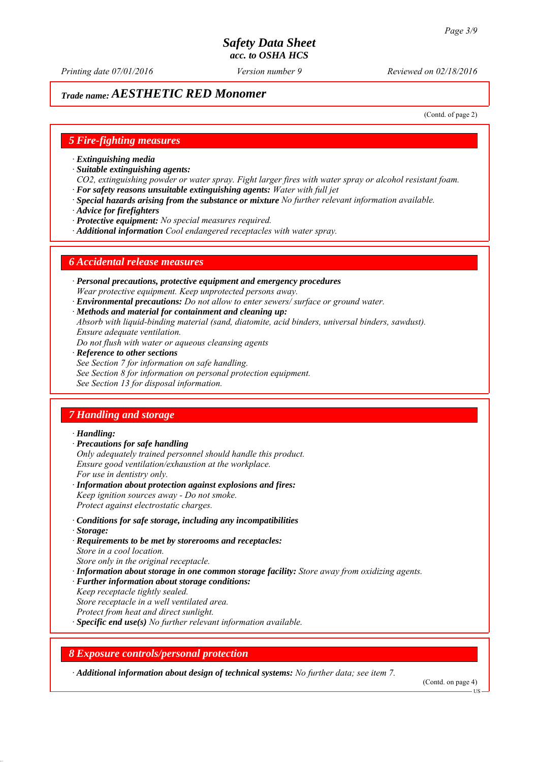# Safety Data Sheet
*acc. to OSHA HCS*

*Printing date 07/01/2016* *Version number 9* *Reviewed on 02/18/2016*

## *Trade name:* ***AESTHETIC RED Monomer***

(Contd. of page 2)

## 5 Fire-fighting measures

· ***Extinguishing media***
· ***Suitable extinguishing agents:***
*$CO_2$, extinguishing powder or water spray. Fight larger fires with water spray or alcohol resistant foam.*
· ***For safety reasons unsuitable extinguishing agents:*** *Water with full jet*
· ***Special hazards arising from the substance or mixture*** *No further relevant information available.*
· ***Advice for firefighters***
· ***Protective equipment:*** *No special measures required.*
· ***Additional information*** *Cool endangered receptacles with water spray.*

## 6 Accidental release measures

· ***Personal precautions, protective equipment and emergency procedures***
*Wear protective equipment. Keep unprotected persons away.*
· ***Environmental precautions:*** *Do not allow to enter sewers/ surface or ground water.*
· ***Methods and material for containment and cleaning up:***
*Absorb with liquid-binding material (sand, diatomite, acid binders, universal binders, sawdust).*
*Ensure adequate ventilation.*
*Do not flush with water or aqueous cleansing agents*
· ***Reference to other sections***
*See Section 7 for information on safe handling.*
*See Section 8 for information on personal protection equipment.*
*See Section 13 for disposal information.*

## 7 Handling and storage

· ***Handling:***
· ***Precautions for safe handling***
*Only adequately trained personnel should handle this product.*
*Ensure good ventilation/exhaustion at the workplace.*
*For use in dentistry only.*
· ***Information about protection against explosions and fires:***
*Keep ignition sources away - Do not smoke.*
*Protect against electrostatic charges.*

· ***Conditions for safe storage, including any incompatibilities***
· ***Storage:***
· ***Requirements to be met by storerooms and receptacles:***
*Store in a cool location.*
*Store only in the original receptacle.*
· ***Information about storage in one common storage facility:*** *Store away from oxidizing agents.*
· ***Further information about storage conditions:***
*Keep receptacle tightly sealed.*
*Store receptacle in a well ventilated area.*
*Protect from heat and direct sunlight.*
· ***Specific end use(s)*** *No further relevant information available.*

## 8 Exposure controls/personal protection

· ***Additional information about design of technical systems:*** *No further data; see item 7.*

(Contd. on page 4)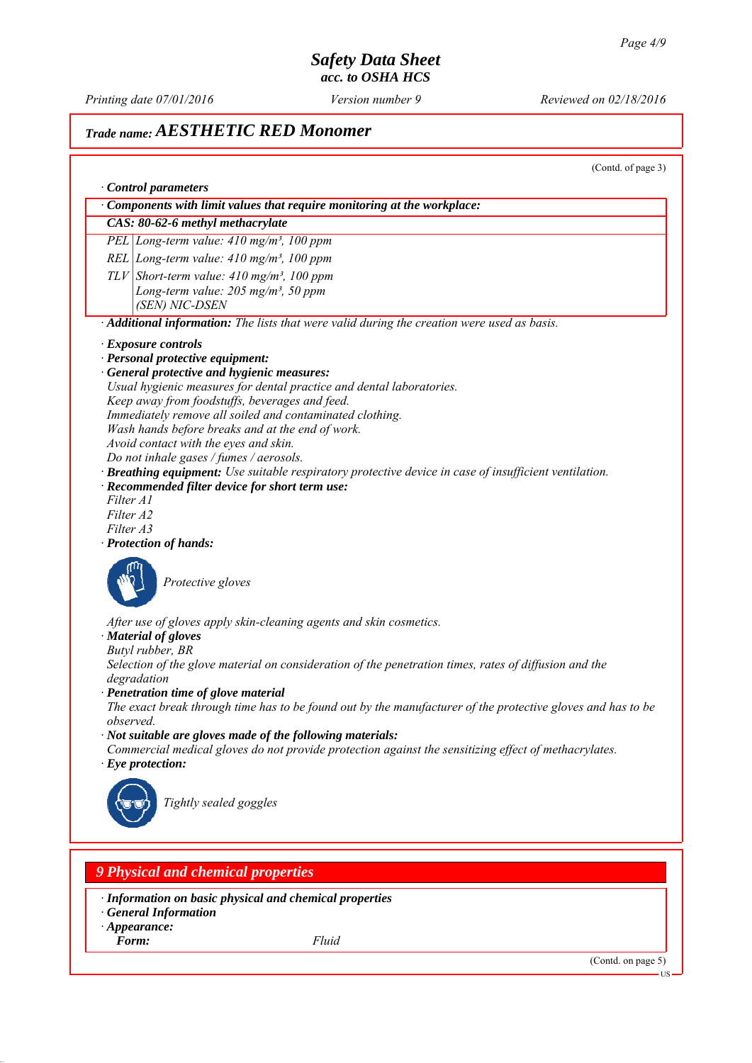# Trade name: AESTHETIC RED Monomer

(Contd. of page 3)

· **Control parameters**

| · Components with limit values that require monitoring at the workplace: | |
|---|---|
| **CAS: 80-62-6 methyl methacrylate** | |
| PEL | Long-term value: 410 mg/m³, 100 ppm |
| REL | Long-term value: 410 mg/m³, 100 ppm |
| TLV | Short-term value: 410 mg/m³, 100 ppm<br>Long-term value: 205 mg/m³, 50 ppm<br>(SEN) NIC-DSEN |

· **Additional information:** The lists that were valid during the creation were used as basis.

· **Exposure controls**
· **Personal protective equipment:**
· **General protective and hygienic measures:**
Usual hygienic measures for dental practice and dental laboratories.
Keep away from foodstuffs, beverages and feed.
Immediately remove all soiled and contaminated clothing.
Wash hands before breaks and at the end of work.
Avoid contact with the eyes and skin.
Do not inhale gases / fumes / aerosols.
· **Breathing equipment:** Use suitable respiratory protective device in case of insufficient ventilation.
· **Recommended filter device for short term use:**
Filter A1
Filter A2
Filter A3
· **Protection of hands:**

Protective gloves

After use of gloves apply skin-cleaning agents and skin cosmetics.
· **Material of gloves**
Butyl rubber, BR
Selection of the glove material on consideration of the penetration times, rates of diffusion and the degradation
· **Penetration time of glove material**
The exact break through time has to be found out by the manufacturer of the protective gloves and has to be observed.
· **Not suitable are gloves made of the following materials:**
Commercial medical gloves do not provide protection against the sensitizing effect of methacrylates.
· **Eye protection:**

Tightly sealed goggles

## 9 Physical and chemical properties

· **Information on basic physical and chemical properties**
· **General Information**
· **Appearance:**
**Form:** Fluid

(Contd. on page 5)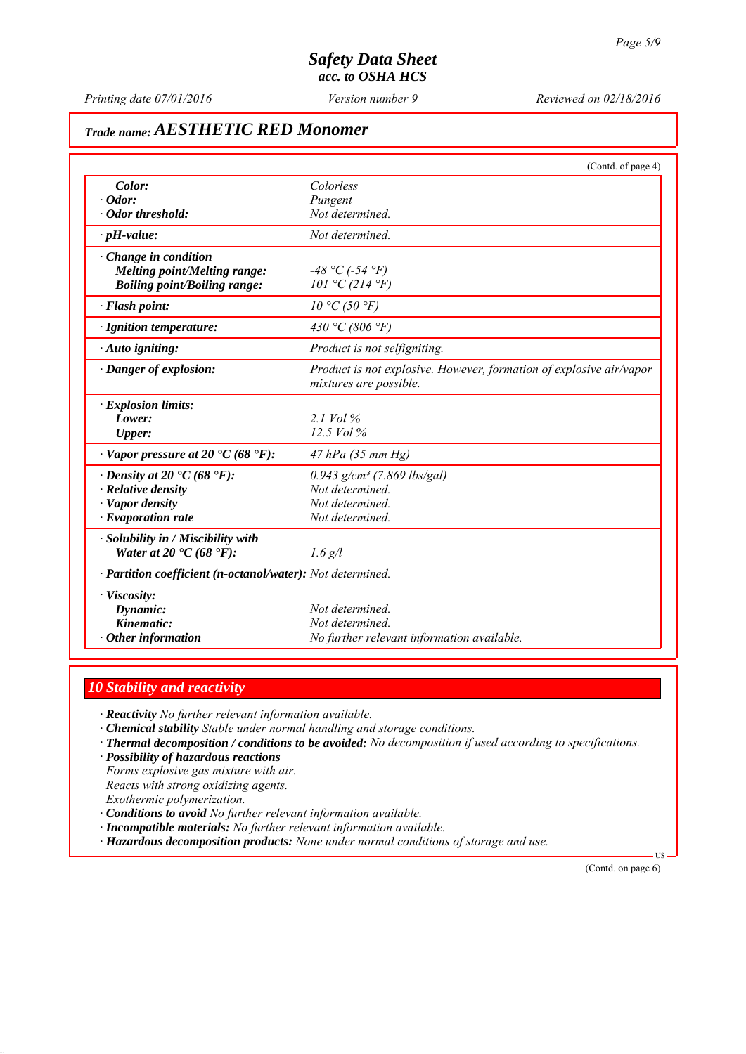*Safety Data Sheet*
*acc. to OSHA HCS*

*Printing date 07/01/2016* | *Version number 9* | *Reviewed on 02/18/2016*

## *Trade name:* ***AESTHETIC RED Monomer***

(Contd. of page 4)

| | |
|---|---|
| **Color:** | *Colorless* |
| **· Odor:** | *Pungent* |
| **· Odor threshold:** | *Not determined.* |
| **· pH-value:** | *Not determined.* |
| **· Change in condition** | |
| **Melting point/Melting range:** | *-48 °C (-54 °F)* |
| **Boiling point/Boiling range:** | *101 °C (214 °F)* |
| **· Flash point:** | *10 °C (50 °F)* |
| **· Ignition temperature:** | *430 °C (806 °F)* |
| **· Auto igniting:** | *Product is not selfigniting.* |
| **· Danger of explosion:** | *Product is not explosive. However, formation of explosive air/vapor mixtures are possible.* |
| **· Explosion limits:** | |
| **Lower:** | *2.1 Vol %* |
| **Upper:** | *12.5 Vol %* |
| **· Vapor pressure at 20 °C (68 °F):** | *47 hPa (35 mm Hg)* |
| **· Density at 20 °C (68 °F):** | *0.943 g/cm³ (7.869 lbs/gal)* |
| **· Relative density** | *Not determined.* |
| **· Vapor density** | *Not determined.* |
| **· Evaporation rate** | *Not determined.* |
| **· Solubility in / Miscibility with** | |
| **Water at 20 °C (68 °F):** | *1.6 g/l* |
| **· Partition coefficient (n-octanol/water):** | *Not determined.* |
| **· Viscosity:** | |
| **Dynamic:** | *Not determined.* |
| **Kinematic:** | *Not determined.* |
| **· Other information** | *No further relevant information available.* |

## *10 Stability and reactivity*

· **Reactivity** *No further relevant information available.*
· **Chemical stability** *Stable under normal handling and storage conditions.*
· **Thermal decomposition / conditions to be avoided:** *No decomposition if used according to specifications.*
· **Possibility of hazardous reactions**
*Forms explosive gas mixture with air.*
*Reacts with strong oxidizing agents.*
*Exothermic polymerization.*
· **Conditions to avoid** *No further relevant information available.*
· **Incompatible materials:** *No further relevant information available.*
· **Hazardous decomposition products:** *None under normal conditions of storage and use.*

(Contd. on page 6)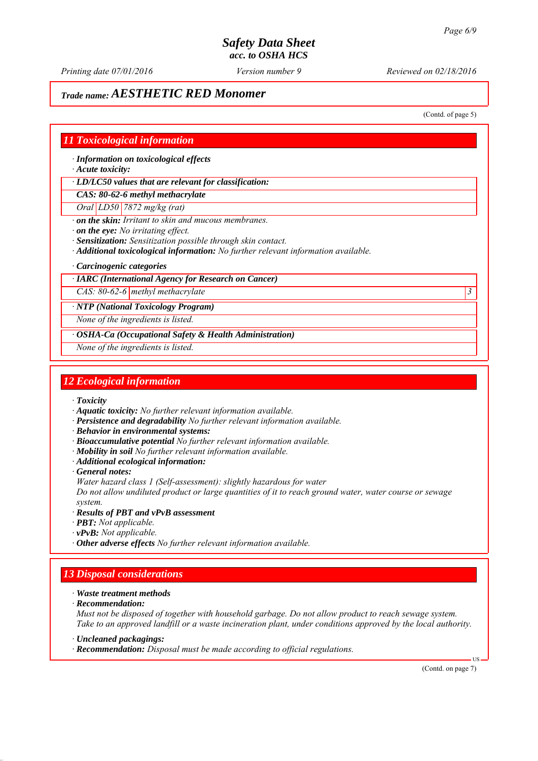# Safety Data Sheet
## acc. to OSHA HCS

Printing date 07/01/2016 | Version number 9 | Reviewed on 02/18/2016

## Trade name: AESTHETIC RED Monomer

(Contd. of page 5)

## 11 Toxicological information

· **Information on toxicological effects**
· **Acute toxicity:**

| · LD/LC50 values that are relevant for classification: | | |
|---|---|---|
| **CAS: 80-62-6 methyl methacrylate** | | |
| Oral | LD50 | 7872 mg/kg (rat) |

· **on the skin:** Irritant to skin and mucous membranes.
· **on the eye:** No irritating effect.
· **Sensitization:** Sensitization possible through skin contact.
· **Additional toxicological information:** No further relevant information available.

· **Carcinogenic categories**

| · IARC (International Agency for Research on Cancer) | | |
|---|---|---|
| CAS: 80-62-6 | methyl methacrylate | 3 |

| · NTP (National Toxicology Program) |
|---|
| None of the ingredients is listed. |

| · OSHA-Ca (Occupational Safety & Health Administration) |
|---|
| None of the ingredients is listed. |

## 12 Ecological information

· **Toxicity**
· **Aquatic toxicity:** No further relevant information available.
· **Persistence and degradability** No further relevant information available.
· **Behavior in environmental systems:**
· **Bioaccumulative potential** No further relevant information available.
· **Mobility in soil** No further relevant information available.
· **Additional ecological information:**
· **General notes:**
Water hazard class 1 (Self-assessment): slightly hazardous for water
Do not allow undiluted product or large quantities of it to reach ground water, water course or sewage system.
· **Results of PBT and vPvB assessment**
· **PBT:** Not applicable.
· **vPvB:** Not applicable.
· **Other adverse effects** No further relevant information available.

## 13 Disposal considerations

· **Waste treatment methods**
· **Recommendation:**
Must not be disposed of together with household garbage. Do not allow product to reach sewage system.
Take to an approved landfill or a waste incineration plant, under conditions approved by the local authority.

· **Uncleaned packagings:**
· **Recommendation:** Disposal must be made according to official regulations.

(Contd. on page 7)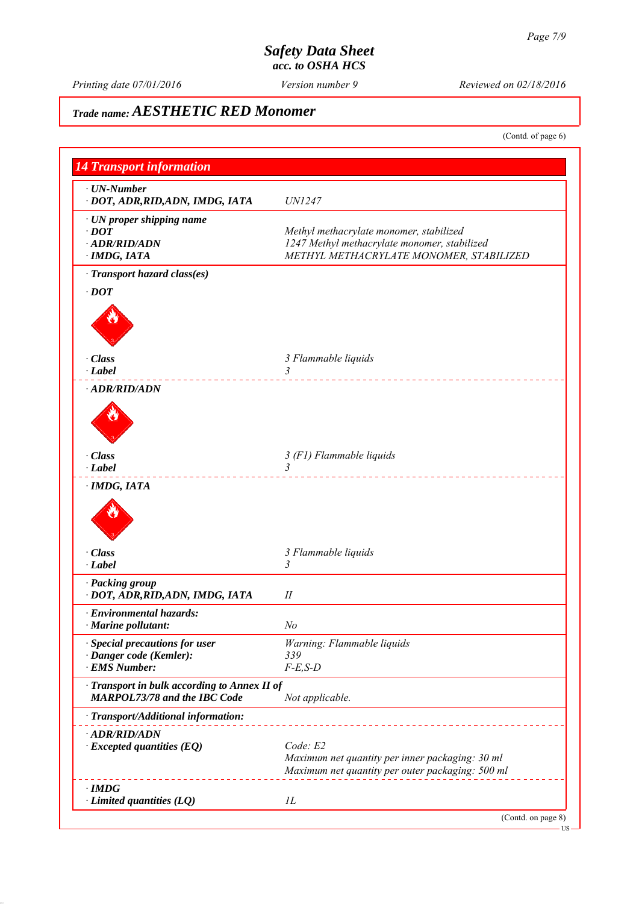# Safety Data Sheet
*acc. to OSHA HCS*

Printing date 07/01/2016 | Version number 9 | Reviewed on 02/18/2016

## Trade name: AESTHETIC RED Monomer

(Contd. of page 6)

## 14 Transport information

| | |
|---|---|
| **· UN-Number** | |
| **· DOT, ADR,RID,ADN, IMDG, IATA** | UN1247 |
| **· UN proper shipping name** | |
| **· DOT** | Methyl methacrylate monomer, stabilized |
| **· ADR/RID/ADN** | 1247 Methyl methacrylate monomer, stabilized |
| **· IMDG, IATA** | METHYL METHACRYLATE MONOMER, STABILIZED |
| **· Transport hazard class(es)** | |
| **· DOT** | |
| **· Class** | 3 Flammable liquids |
| **· Label** | 3 |
| **· ADR/RID/ADN** | |
| **· Class** | 3 (F1) Flammable liquids |
| **· Label** | 3 |
| **· IMDG, IATA** | |
| **· Class** | 3 Flammable liquids |
| **· Label** | 3 |
| **· Packing group** | |
| **· DOT, ADR,RID,ADN, IMDG, IATA** | II |
| **· Environmental hazards:** | |
| **· Marine pollutant:** | No |
| **· Special precautions for user** | Warning: Flammable liquids |
| **· Danger code (Kemler):** | 339 |
| **· EMS Number:** | F-E,S-D |
| **· Transport in bulk according to Annex II of MARPOL73/78 and the IBC Code** | Not applicable. |
| **· Transport/Additional information:** | |
| **· ADR/RID/ADN** | |
| **· Excepted quantities (EQ)** | Code: E2<br>Maximum net quantity per inner packaging: 30 ml<br>Maximum net quantity per outer packaging: 500 ml |
| **· IMDG** | |
| **· Limited quantities (LQ)** | 1L |

(Contd. on page 8)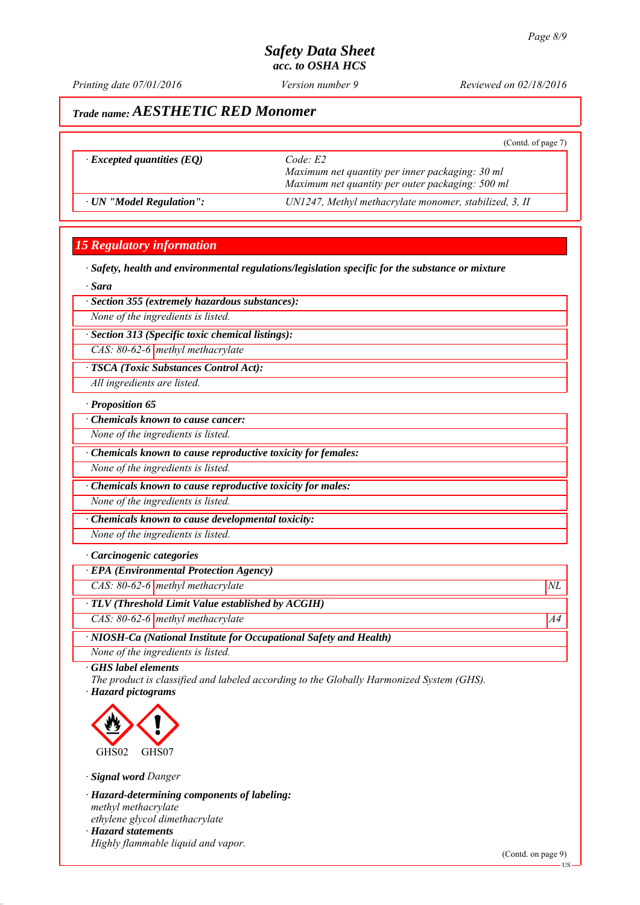## Trade name: AESTHETIC RED Monomer

(Contd. of page 7)

| | |
|---|---|
| · **Excepted quantities (EQ)** | Code: E2<br>Maximum net quantity per inner packaging: 30 ml<br>Maximum net quantity per outer packaging: 500 ml |
| · **UN "Model Regulation":** | UN1247, Methyl methacrylate monomer, stabilized, 3, II |

## 15 Regulatory information

· **Safety, health and environmental regulations/legislation specific for the substance or mixture**

· **Sara**

· **Section 355 (extremely hazardous substances):**

None of the ingredients is listed.

· **Section 313 (Specific toxic chemical listings):**

CAS: 80-62-6 | methyl methacrylate

· **TSCA (Toxic Substances Control Act):**

All ingredients are listed.

· **Proposition 65**

· **Chemicals known to cause cancer:**

None of the ingredients is listed.

· **Chemicals known to cause reproductive toxicity for females:**

None of the ingredients is listed.

· **Chemicals known to cause reproductive toxicity for males:**

None of the ingredients is listed.

· **Chemicals known to cause developmental toxicity:**

None of the ingredients is listed.

· **Carcinogenic categories**

· **EPA (Environmental Protection Agency)**

| | | |
|---|---|---|
| CAS: 80-62-6 | methyl methacrylate | NL |

· **TLV (Threshold Limit Value established by ACGIH)**

| | | |
|---|---|---|
| CAS: 80-62-6 | methyl methacrylate | A4 |

· **NIOSH-Ca (National Institute for Occupational Safety and Health)**

None of the ingredients is listed.

· **GHS label elements**

The product is classified and labeled according to the Globally Harmonized System (GHS).

· **Hazard pictograms**

GHS02 GHS07

· **Signal word** Danger

· **Hazard-determining components of labeling:**

methyl methacrylate
ethylene glycol dimethacrylate

· **Hazard statements**

Highly flammable liquid and vapor.

(Contd. on page 9)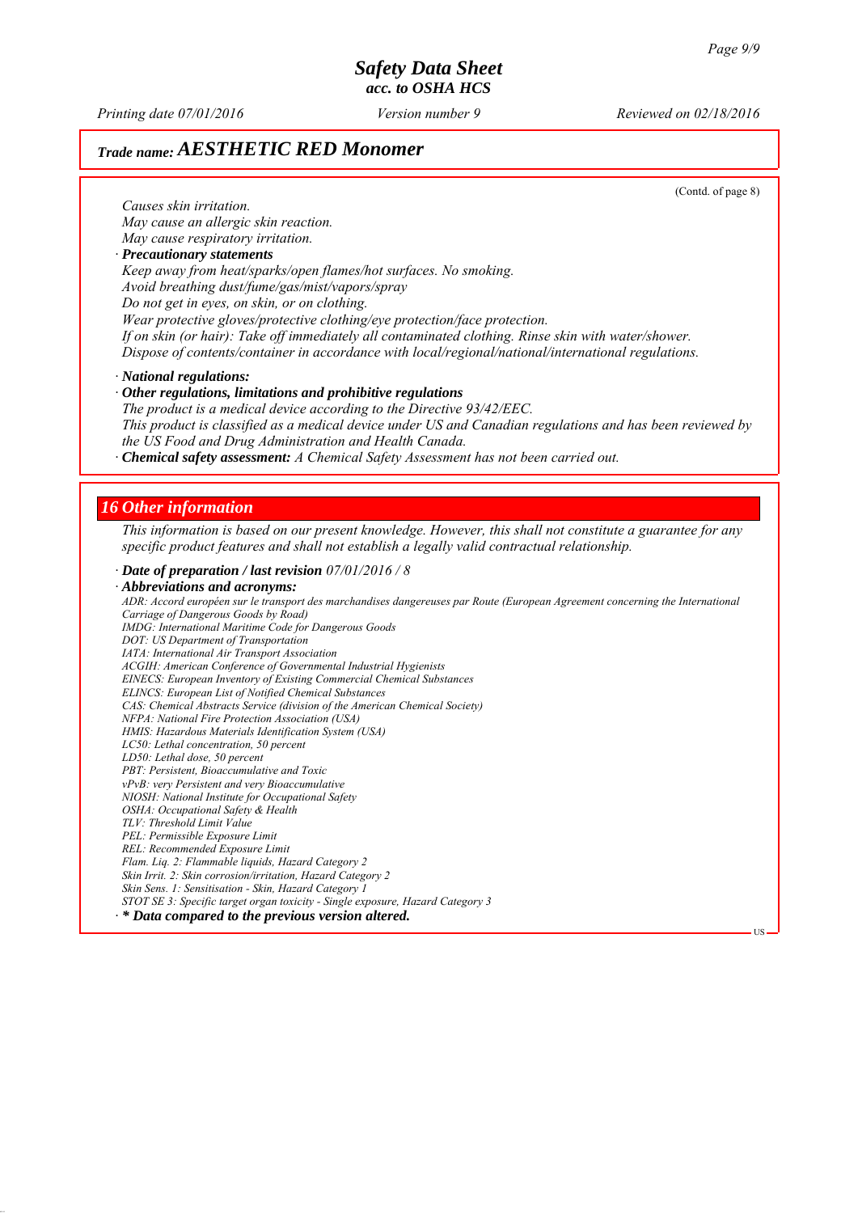# Safety Data Sheet
## acc. to OSHA HCS

*Printing date 07/01/2016* *Version number 9* *Reviewed on 02/18/2016*

## *Trade name: AESTHETIC RED Monomer*

(Contd. of page 8)

*Causes skin irritation.*
*May cause an allergic skin reaction.*
*May cause respiratory irritation.*

· ***Precautionary statements***
*Keep away from heat/sparks/open flames/hot surfaces. No smoking.*
*Avoid breathing dust/fume/gas/mist/vapors/spray*
*Do not get in eyes, on skin, or on clothing.*
*Wear protective gloves/protective clothing/eye protection/face protection.*
*If on skin (or hair): Take off immediately all contaminated clothing. Rinse skin with water/shower.*
*Dispose of contents/container in accordance with local/regional/national/international regulations.*

· ***National regulations:***
· ***Other regulations, limitations and prohibitive regulations***
*The product is a medical device according to the Directive 93/42/EEC.*
*This product is classified as a medical device under US and Canadian regulations and has been reviewed by the US Food and Drug Administration and Health Canada.*
· ***Chemical safety assessment:*** *A Chemical Safety Assessment has not been carried out.*

## *16 Other information*

*This information is based on our present knowledge. However, this shall not constitute a guarantee for any specific product features and shall not establish a legally valid contractual relationship.*

· ***Date of preparation / last revision*** *07/01/2016 / 8*
· ***Abbreviations and acronyms:***
*ADR: Accord européen sur le transport des marchandises dangereuses par Route (European Agreement concerning the International Carriage of Dangerous Goods by Road)*
*IMDG: International Maritime Code for Dangerous Goods*
*DOT: US Department of Transportation*
*IATA: International Air Transport Association*
*ACGIH: American Conference of Governmental Industrial Hygienists*
*EINECS: European Inventory of Existing Commercial Chemical Substances*
*ELINCS: European List of Notified Chemical Substances*
*CAS: Chemical Abstracts Service (division of the American Chemical Society)*
*NFPA: National Fire Protection Association (USA)*
*HMIS: Hazardous Materials Identification System (USA)*
*LC50: Lethal concentration, 50 percent*
*LD50: Lethal dose, 50 percent*
*PBT: Persistent, Bioaccumulative and Toxic*
*vPvB: very Persistent and very Bioaccumulative*
*NIOSH: National Institute for Occupational Safety*
*OSHA: Occupational Safety & Health*
*TLV: Threshold Limit Value*
*PEL: Permissible Exposure Limit*
*REL: Recommended Exposure Limit*
*Flam. Liq. 2: Flammable liquids, Hazard Category 2*
*Skin Irrit. 2: Skin corrosion/irritation, Hazard Category 2*
*Skin Sens. 1: Sensitisation - Skin, Hazard Category 1*
*STOT SE 3: Specific target organ toxicity - Single exposure, Hazard Category 3*

· ***\* Data compared to the previous version altered.***

US